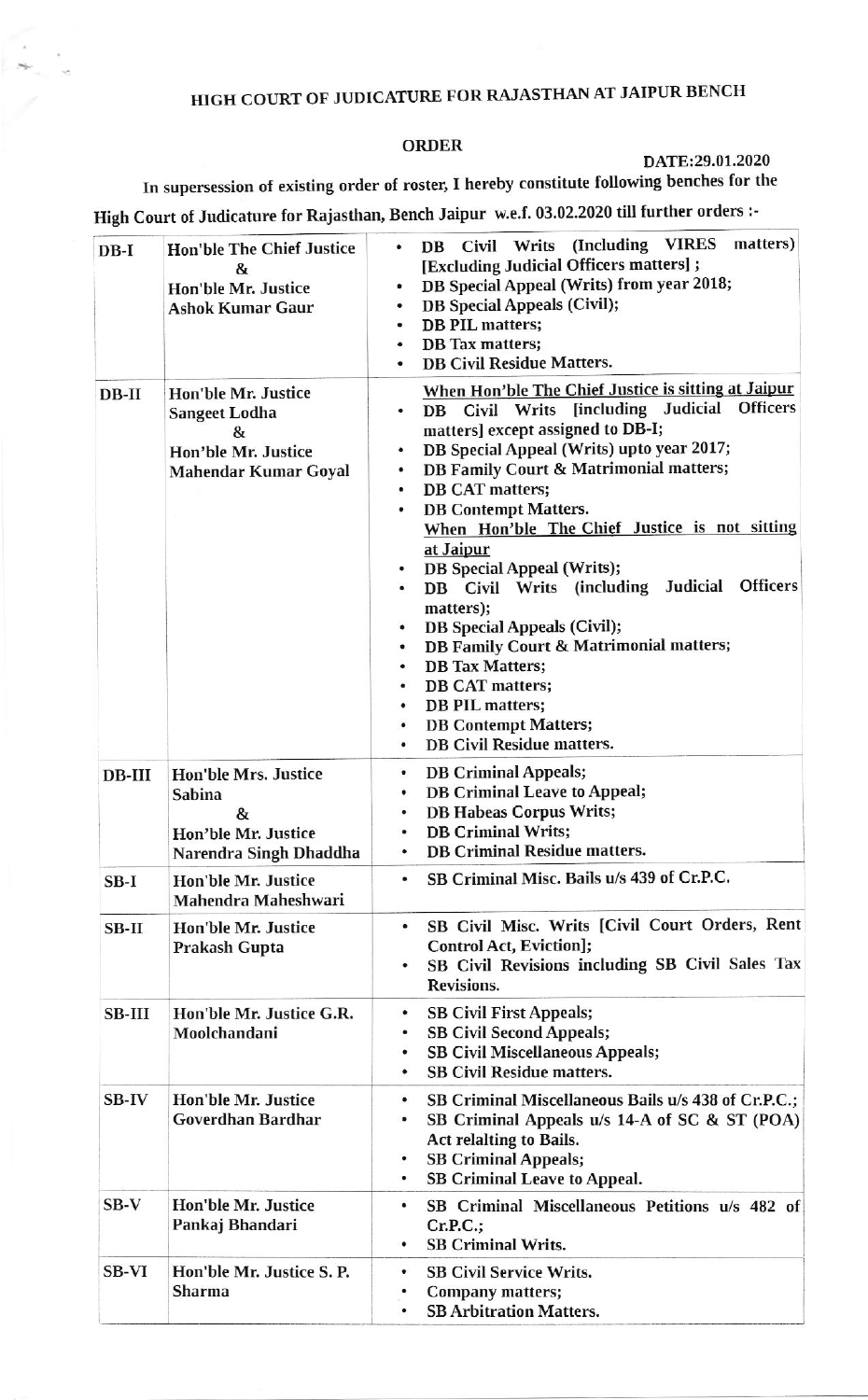# HIGH COURT OF JUDICATURE FOR RAJASTHAN AT JAIPUR BENCH

## ORDER

DATE:29.01.2020

In supersession of existing order of roster, I hereby constitute following benches for the High Court of Judicature for Rajasthan, Bench Jaipur w.e.f. 03.02.2020 till further orders :-

| | | |
|---|---|---|
| DB-I | **Hon'ble The Chief Justice & Hon'ble Mr. Justice Ashok Kumar Gaur** | • DB Civil Writs (Including VIRES matters) [Excluding Judicial Officers matters] ;<br>• DB Special Appeal (Writs) from year 2018;<br>• DB Special Appeals (Civil);<br>• DB PIL matters;<br>• DB Tax matters;<br>• DB Civil Residue Matters. |
| DB-II | **Hon'ble Mr. Justice Sangeet Lodha & Hon'ble Mr. Justice Mahendar Kumar Goyal** | <u>When Hon'ble The Chief Justice is sitting at Jaipur</u><br>• DB Civil Writs [including Judicial Officers matters] except assigned to DB-I;<br>• DB Special Appeal (Writs) upto year 2017;<br>• DB Family Court & Matrimonial matters;<br>• DB CAT matters;<br>• DB Contempt Matters.<br><u>When Hon'ble The Chief Justice is not sitting at Jaipur</u><br>• DB Special Appeal (Writs);<br>• DB Civil Writs (including Judicial Officers matters);<br>• DB Special Appeals (Civil);<br>• DB Family Court & Matrimonial matters;<br>• DB Tax Matters;<br>• DB CAT matters;<br>• DB PIL matters;<br>• DB Contempt Matters;<br>• DB Civil Residue matters. |
| DB-III | **Hon'ble Mrs. Justice Sabina & Hon'ble Mr. Justice Narendra Singh Dhaddha** | • DB Criminal Appeals;<br>• DB Criminal Leave to Appeal;<br>• DB Habeas Corpus Writs;<br>• DB Criminal Writs;<br>• DB Criminal Residue matters. |
| SB-I | **Hon'ble Mr. Justice Mahendra Maheshwari** | • SB Criminal Misc. Bails u/s 439 of Cr.P.C. |
| SB-II | **Hon'ble Mr. Justice Prakash Gupta** | • SB Civil Misc. Writs [Civil Court Orders, Rent Control Act, Eviction];<br>• SB Civil Revisions including SB Civil Sales Tax Revisions. |
| SB-III | **Hon'ble Mr. Justice G.R. Moolchandani** | • SB Civil First Appeals;<br>• SB Civil Second Appeals;<br>• SB Civil Miscellaneous Appeals;<br>• SB Civil Residue matters. |
| SB-IV | **Hon'ble Mr. Justice Goverdhan Bardhar** | • SB Criminal Miscellaneous Bails u/s 438 of Cr.P.C.;<br>• SB Criminal Appeals u/s 14-A of SC & ST (POA) Act relalting to Bails.<br>• SB Criminal Appeals;<br>• SB Criminal Leave to Appeal. |
| SB-V | **Hon'ble Mr. Justice Pankaj Bhandari** | • SB Criminal Miscellaneous Petitions u/s 482 of Cr.P.C.;<br>• SB Criminal Writs. |
| SB-VI | **Hon'ble Mr. Justice S. P. Sharma** | • SB Civil Service Writs.<br>• Company matters;<br>• SB Arbitration Matters. |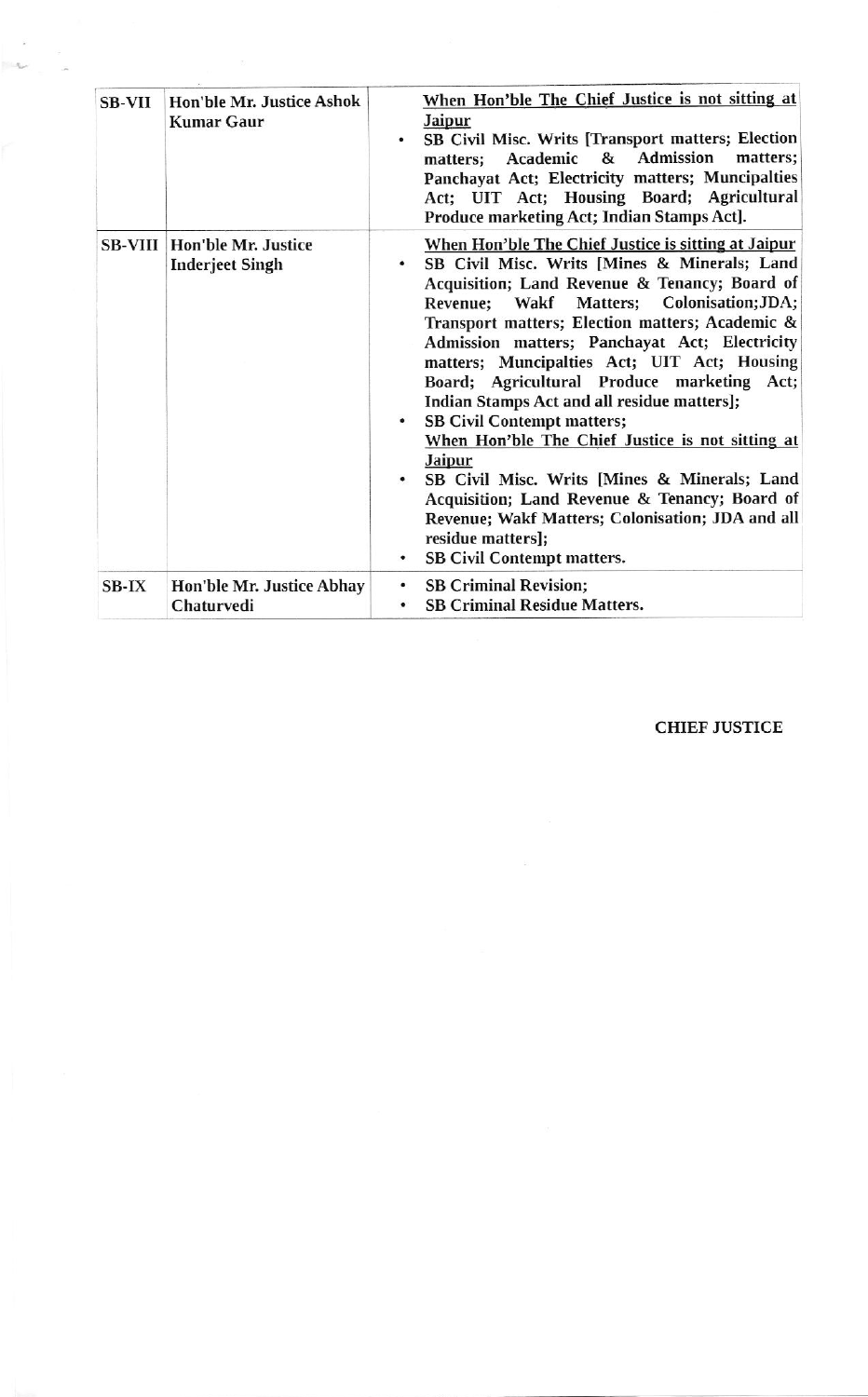| SB-VII | Hon'ble Mr. Justice Ashok Kumar Gaur | <u>When Hon'ble The Chief Justice is not sitting at Jaipur</u><br>• SB Civil Misc. Writs [Transport matters; Election matters; Academic & Admission matters; Panchayat Act; Electricity matters; Muncipalties Act; UIT Act; Housing Board; Agricultural Produce marketing Act; Indian Stamps Act]. |
|---|---|---|
| SB-VIII | Hon'ble Mr. Justice Inderjeet Singh | <u>When Hon'ble The Chief Justice is sitting at Jaipur</u><br>• SB Civil Misc. Writs [Mines & Minerals; Land Acquisition; Land Revenue & Tenancy; Board of Revenue; Wakf Matters; Colonisation;JDA; Transport matters; Election matters; Academic & Admission matters; Panchayat Act; Electricity matters; Muncipalties Act; UIT Act; Housing Board; Agricultural Produce marketing Act; Indian Stamps Act and all residue matters];<br>• SB Civil Contempt matters;<br><u>When Hon'ble The Chief Justice is not sitting at Jaipur</u><br>• SB Civil Misc. Writs [Mines & Minerals; Land Acquisition; Land Revenue & Tenancy; Board of Revenue; Wakf Matters; Colonisation; JDA and all residue matters];<br>• SB Civil Contempt matters. |
| SB-IX | Hon'ble Mr. Justice Abhay Chaturvedi | • SB Criminal Revision;<br>• SB Criminal Residue Matters. |

**CHIEF JUSTICE**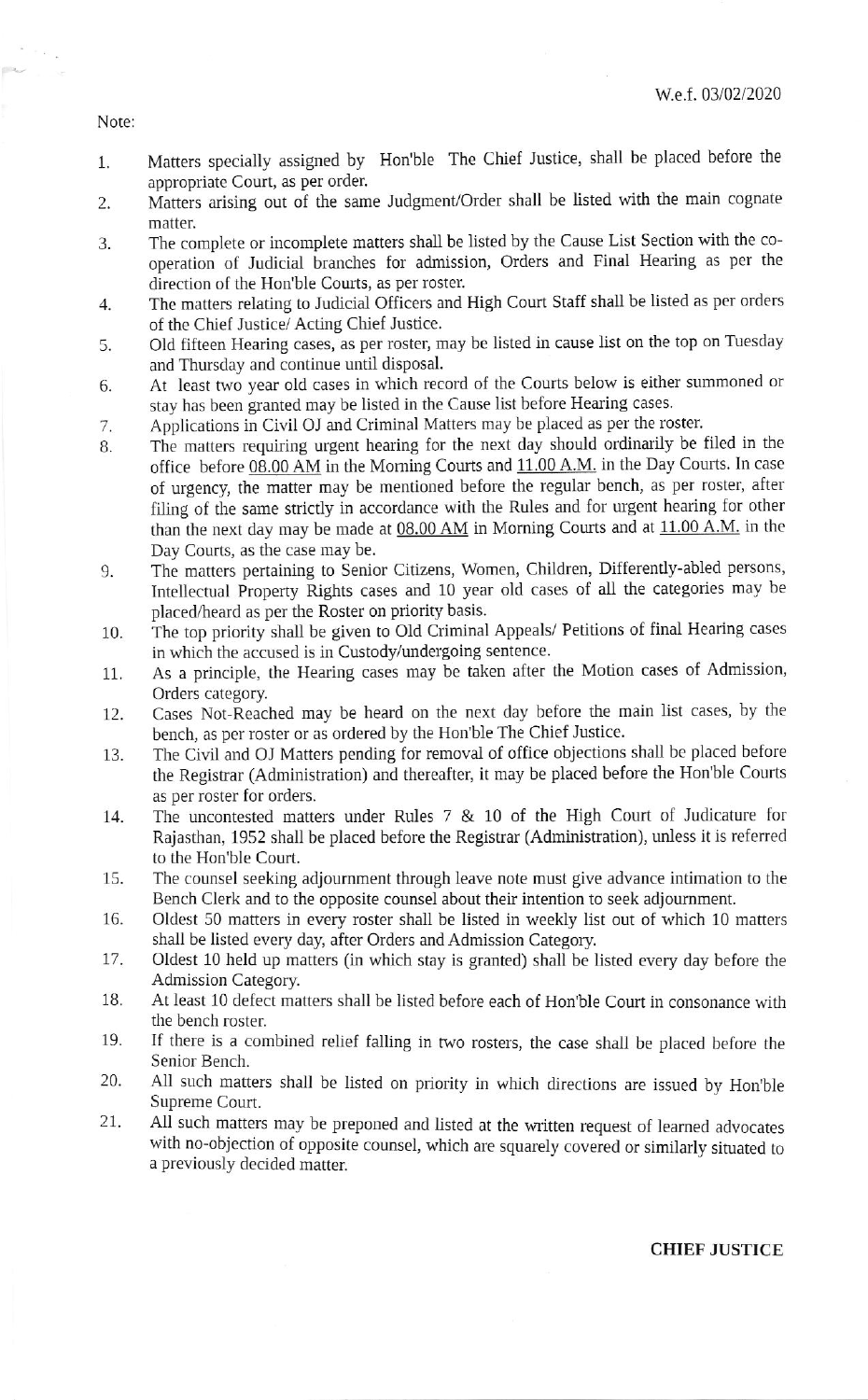W.e.f. 03/02/2020

Note:

1. Matters specially assigned by Hon'ble The Chief Justice, shall be placed before the appropriate Court, as per order.
2. Matters arising out of the same Judgment/Order shall be listed with the main cognate matter.
3. The complete or incomplete matters shall be listed by the Cause List Section with the co-operation of Judicial branches for admission, Orders and Final Hearing as per the direction of the Hon'ble Courts, as per roster.
4. The matters relating to Judicial Officers and High Court Staff shall be listed as per orders of the Chief Justice/ Acting Chief Justice.
5. Old fifteen Hearing cases, as per roster, may be listed in cause list on the top on Tuesday and Thursday and continue until disposal.
6. At least two year old cases in which record of the Courts below is either summoned or stay has been granted may be listed in the Cause list before Hearing cases.
7. Applications in Civil OJ and Criminal Matters may be placed as per the roster.
8. The matters requiring urgent hearing for the next day should ordinarily be filed in the office before 08.00 AM in the Morning Courts and 11.00 A.M. in the Day Courts. In case of urgency, the matter may be mentioned before the regular bench, as per roster, after filing of the same strictly in accordance with the Rules and for urgent hearing for other than the next day may be made at 08.00 AM in Morning Courts and at 11.00 A.M. in the Day Courts, as the case may be.
9. The matters pertaining to Senior Citizens, Women, Children, Differently-abled persons, Intellectual Property Rights cases and 10 year old cases of all the categories may be placed/heard as per the Roster on priority basis.
10. The top priority shall be given to Old Criminal Appeals/ Petitions of final Hearing cases in which the accused is in Custody/undergoing sentence.
11. As a principle, the Hearing cases may be taken after the Motion cases of Admission, Orders category.
12. Cases Not-Reached may be heard on the next day before the main list cases, by the bench, as per roster or as ordered by the Hon'ble The Chief Justice.
13. The Civil and OJ Matters pending for removal of office objections shall be placed before the Registrar (Administration) and thereafter, it may be placed before the Hon'ble Courts as per roster for orders.
14. The uncontested matters under Rules 7 & 10 of the High Court of Judicature for Rajasthan, 1952 shall be placed before the Registrar (Administration), unless it is referred to the Hon'ble Court.
15. The counsel seeking adjournment through leave note must give advance intimation to the Bench Clerk and to the opposite counsel about their intention to seek adjournment.
16. Oldest 50 matters in every roster shall be listed in weekly list out of which 10 matters shall be listed every day, after Orders and Admission Category.
17. Oldest 10 held up matters (in which stay is granted) shall be listed every day before the Admission Category.
18. At least 10 defect matters shall be listed before each of Hon'ble Court in consonance with the bench roster.
19. If there is a combined relief falling in two rosters, the case shall be placed before the Senior Bench.
20. All such matters shall be listed on priority in which directions are issued by Hon'ble Supreme Court.
21. All such matters may be preponed and listed at the written request of learned advocates with no-objection of opposite counsel, which are squarely covered or similarly situated to a previously decided matter.

**CHIEF JUSTICE**